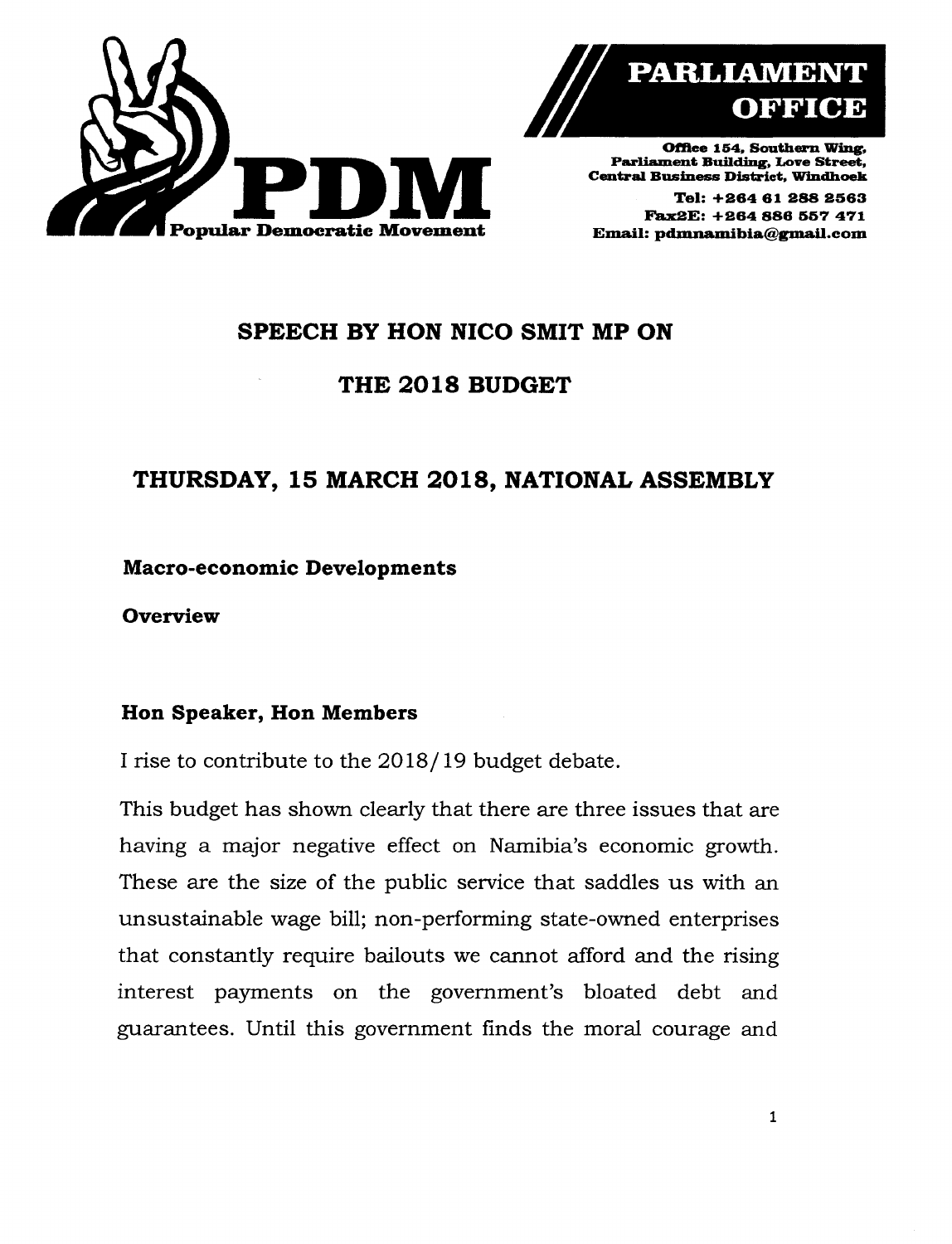**PDM**
**Popular Democratic Movement**

**PARLIAMENT OFFICE**

**Office 154, Southern Wing, Parliament Building, Love Street, Central Business District, Windhoek**
**Tel: +264 61 288 2563**
**Fax2E: +264 886 557 471**
**Email: pdmnamibia@gmail.com**

# SPEECH BY HON NICO SMIT MP ON THE 2018 BUDGET

## THURSDAY, 15 MARCH 2018, NATIONAL ASSEMBLY

### Macro-economic Developments

#### Overview

**Hon Speaker, Hon Members**

I rise to contribute to the 2018/19 budget debate.

This budget has shown clearly that there are three issues that are having a major negative effect on Namibia's economic growth. These are the size of the public service that saddles us with an unsustainable wage bill; non-performing state-owned enterprises that constantly require bailouts we cannot afford and the rising interest payments on the government's bloated debt and guarantees. Until this government finds the moral courage and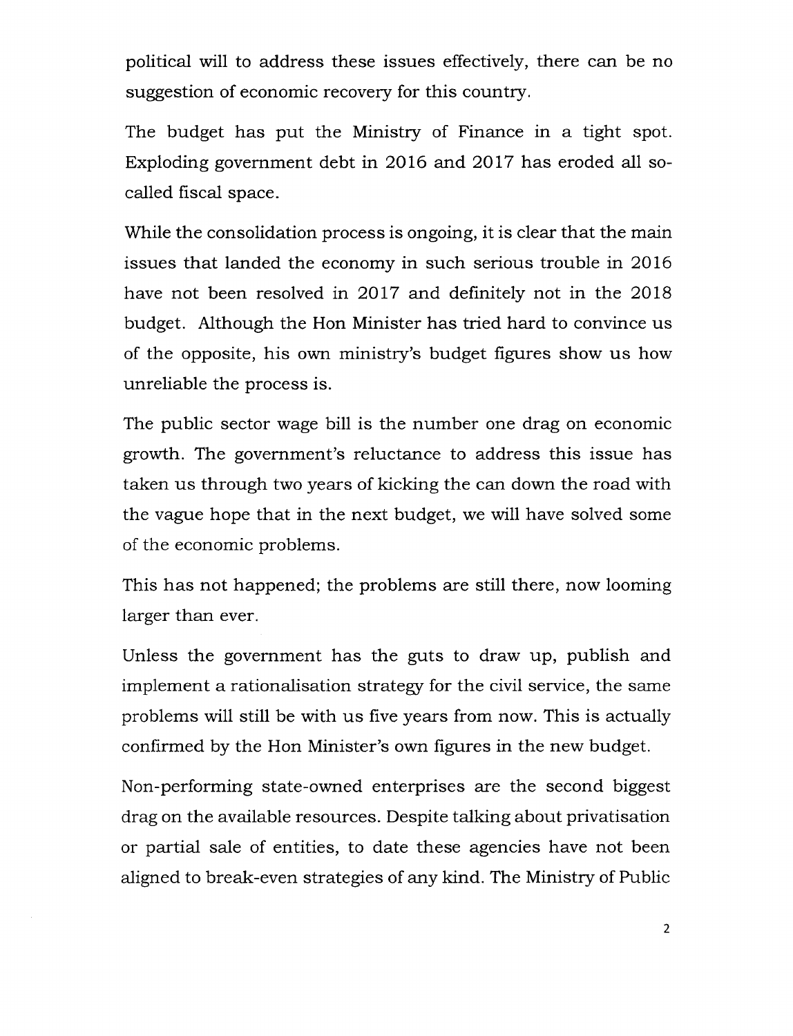political will to address these issues effectively, there can be no suggestion of economic recovery for this country.

The budget has put the Ministry of Finance in a tight spot. Exploding government debt in 2016 and 2017 has eroded all so-called fiscal space.

While the consolidation process is ongoing, it is clear that the main issues that landed the economy in such serious trouble in 2016 have not been resolved in 2017 and definitely not in the 2018 budget. Although the Hon Minister has tried hard to convince us of the opposite, his own ministry's budget figures show us how unreliable the process is.

The public sector wage bill is the number one drag on economic growth. The government's reluctance to address this issue has taken us through two years of kicking the can down the road with the vague hope that in the next budget, we will have solved some of the economic problems.

This has not happened; the problems are still there, now looming larger than ever.

Unless the government has the guts to draw up, publish and implement a rationalisation strategy for the civil service, the same problems will still be with us five years from now. This is actually confirmed by the Hon Minister's own figures in the new budget.

Non-performing state-owned enterprises are the second biggest drag on the available resources. Despite talking about privatisation or partial sale of entities, to date these agencies have not been aligned to break-even strategies of any kind. The Ministry of Public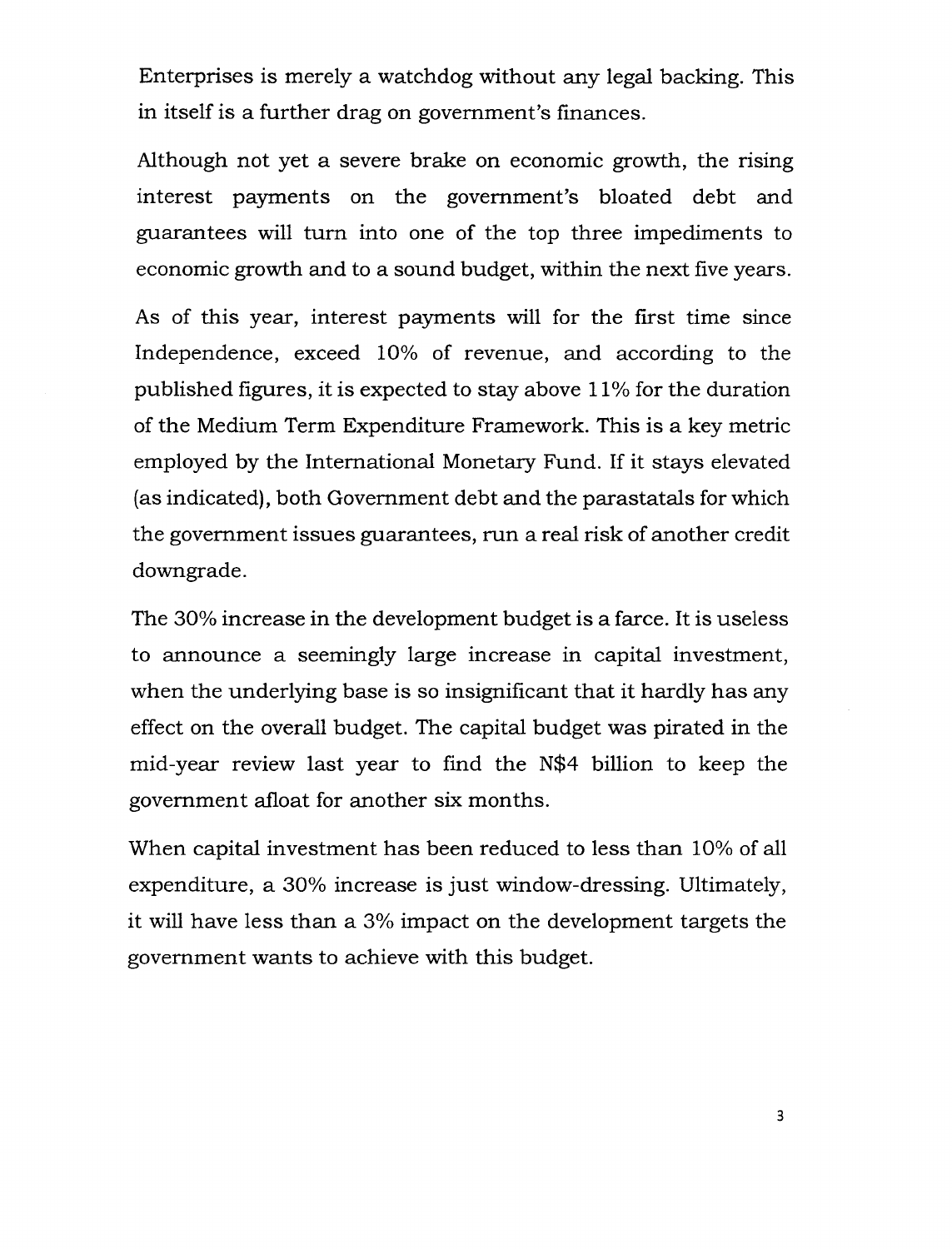Enterprises is merely a watchdog without any legal backing. This in itself is a further drag on government's finances.

Although not yet a severe brake on economic growth, the rising interest payments on the government's bloated debt and guarantees will turn into one of the top three impediments to economic growth and to a sound budget, within the next five years.

As of this year, interest payments will for the first time since Independence, exceed 10% of revenue, and according to the published figures, it is expected to stay above 11% for the duration of the Medium Term Expenditure Framework. This is a key metric employed by the International Monetary Fund. If it stays elevated (as indicated), both Government debt and the parastatals for which the government issues guarantees, run a real risk of another credit downgrade.

The 30% increase in the development budget is a farce. It is useless to announce a seemingly large increase in capital investment, when the underlying base is so insignificant that it hardly has any effect on the overall budget. The capital budget was pirated in the mid-year review last year to find the N$4 billion to keep the government afloat for another six months.

When capital investment has been reduced to less than 10% of all expenditure, a 30% increase is just window-dressing. Ultimately, it will have less than a 3% impact on the development targets the government wants to achieve with this budget.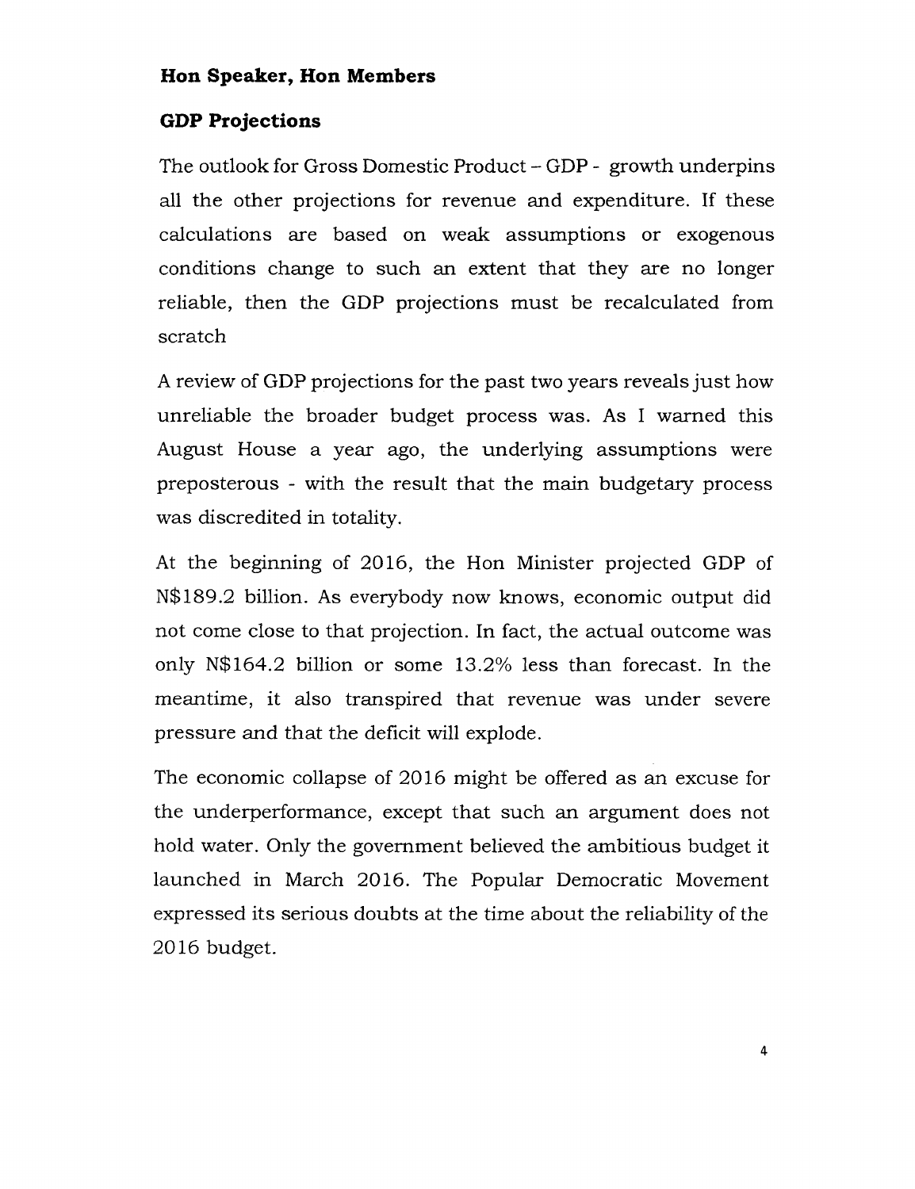**Hon Speaker, Hon Members**

**GDP Projections**

The outlook for Gross Domestic Product – GDP - growth underpins all the other projections for revenue and expenditure. If these calculations are based on weak assumptions or exogenous conditions change to such an extent that they are no longer reliable, then the GDP projections must be recalculated from scratch

A review of GDP projections for the past two years reveals just how unreliable the broader budget process was. As I warned this August House a year ago, the underlying assumptions were preposterous - with the result that the main budgetary process was discredited in totality.

At the beginning of 2016, the Hon Minister projected GDP of N$189.2 billion. As everybody now knows, economic output did not come close to that projection. In fact, the actual outcome was only N$164.2 billion or some 13.2% less than forecast. In the meantime, it also transpired that revenue was under severe pressure and that the deficit will explode.

The economic collapse of 2016 might be offered as an excuse for the underperformance, except that such an argument does not hold water. Only the government believed the ambitious budget it launched in March 2016. The Popular Democratic Movement expressed its serious doubts at the time about the reliability of the 2016 budget.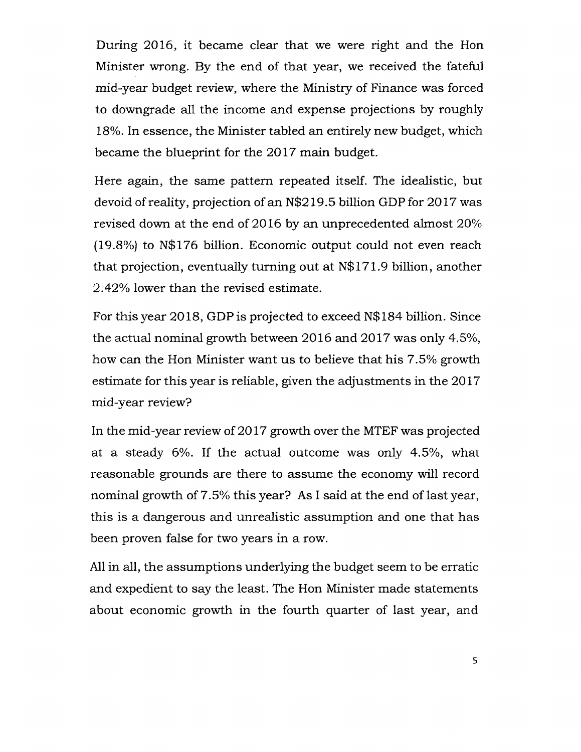During 2016, it became clear that we were right and the Hon Minister wrong. By the end of that year, we received the fateful mid-year budget review, where the Ministry of Finance was forced to downgrade all the income and expense projections by roughly 18%. In essence, the Minister tabled an entirely new budget, which became the blueprint for the 2017 main budget.

Here again, the same pattern repeated itself. The idealistic, but devoid of reality, projection of an N$219.5 billion GDP for 2017 was revised down at the end of 2016 by an unprecedented almost 20% (19.8%) to N$176 billion. Economic output could not even reach that projection, eventually turning out at N$171.9 billion, another 2.42% lower than the revised estimate.

For this year 2018, GDP is projected to exceed N$184 billion. Since the actual nominal growth between 2016 and 2017 was only 4.5%, how can the Hon Minister want us to believe that his 7.5% growth estimate for this year is reliable, given the adjustments in the 2017 mid-year review?

In the mid-year review of 2017 growth over the MTEF was projected at a steady 6%. If the actual outcome was only 4.5%, what reasonable grounds are there to assume the economy will record nominal growth of 7.5% this year? As I said at the end of last year, this is a dangerous and unrealistic assumption and one that has been proven false for two years in a row.

All in all, the assumptions underlying the budget seem to be erratic and expedient to say the least. The Hon Minister made statements about economic growth in the fourth quarter of last year, and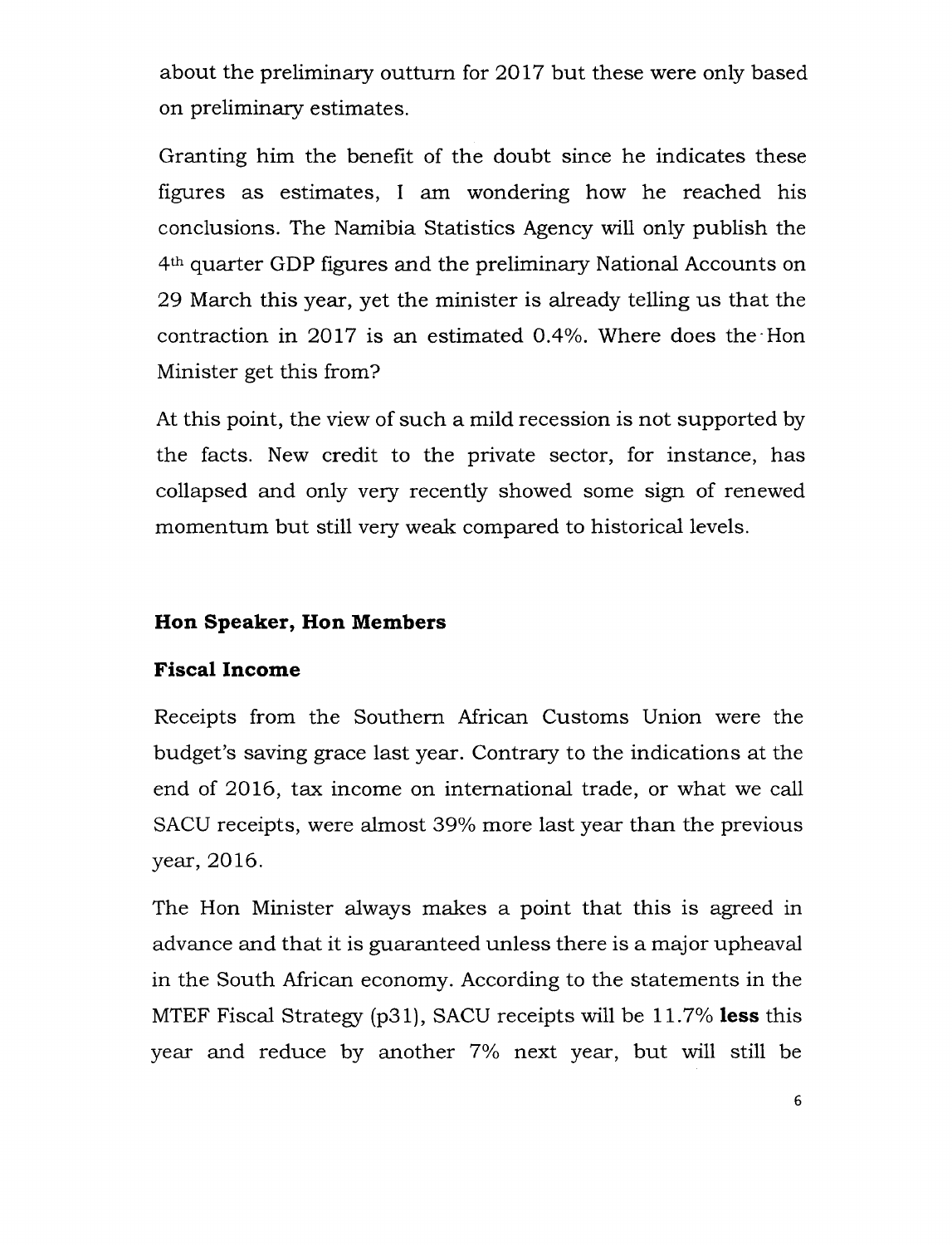about the preliminary outturn for 2017 but these were only based on preliminary estimates.

Granting him the benefit of the doubt since he indicates these figures as estimates, I am wondering how he reached his conclusions. The Namibia Statistics Agency will only publish the 4th quarter GDP figures and the preliminary National Accounts on 29 March this year, yet the minister is already telling us that the contraction in 2017 is an estimated 0.4%. Where does the Hon Minister get this from?

At this point, the view of such a mild recession is not supported by the facts. New credit to the private sector, for instance, has collapsed and only very recently showed some sign of renewed momentum but still very weak compared to historical levels.

**Hon Speaker, Hon Members**

**Fiscal Income**

Receipts from the Southern African Customs Union were the budget's saving grace last year. Contrary to the indications at the end of 2016, tax income on international trade, or what we call SACU receipts, were almost 39% more last year than the previous year, 2016.

The Hon Minister always makes a point that this is agreed in advance and that it is guaranteed unless there is a major upheaval in the South African economy. According to the statements in the MTEF Fiscal Strategy (p31), SACU receipts will be 11.7% **less** this year and reduce by another 7% next year, but will still be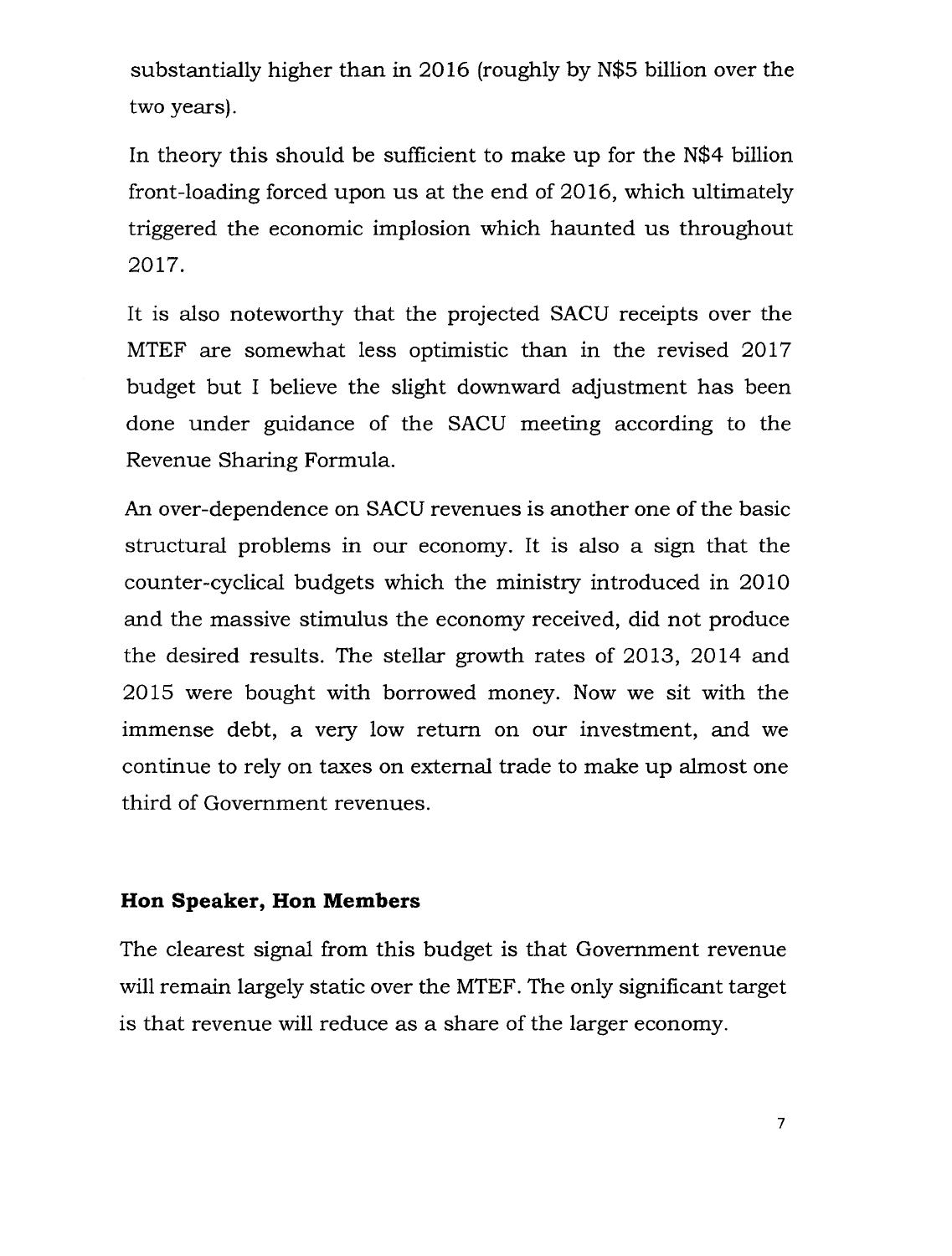substantially higher than in 2016 (roughly by N$5 billion over the two years).

In theory this should be sufficient to make up for the N$4 billion front-loading forced upon us at the end of 2016, which ultimately triggered the economic implosion which haunted us throughout 2017.

It is also noteworthy that the projected SACU receipts over the MTEF are somewhat less optimistic than in the revised 2017 budget but I believe the slight downward adjustment has been done under guidance of the SACU meeting according to the Revenue Sharing Formula.

An over-dependence on SACU revenues is another one of the basic structural problems in our economy. It is also a sign that the counter-cyclical budgets which the ministry introduced in 2010 and the massive stimulus the economy received, did not produce the desired results. The stellar growth rates of 2013, 2014 and 2015 were bought with borrowed money. Now we sit with the immense debt, a very low return on our investment, and we continue to rely on taxes on external trade to make up almost one third of Government revenues.

**Hon Speaker, Hon Members**

The clearest signal from this budget is that Government revenue will remain largely static over the MTEF. The only significant target is that revenue will reduce as a share of the larger economy.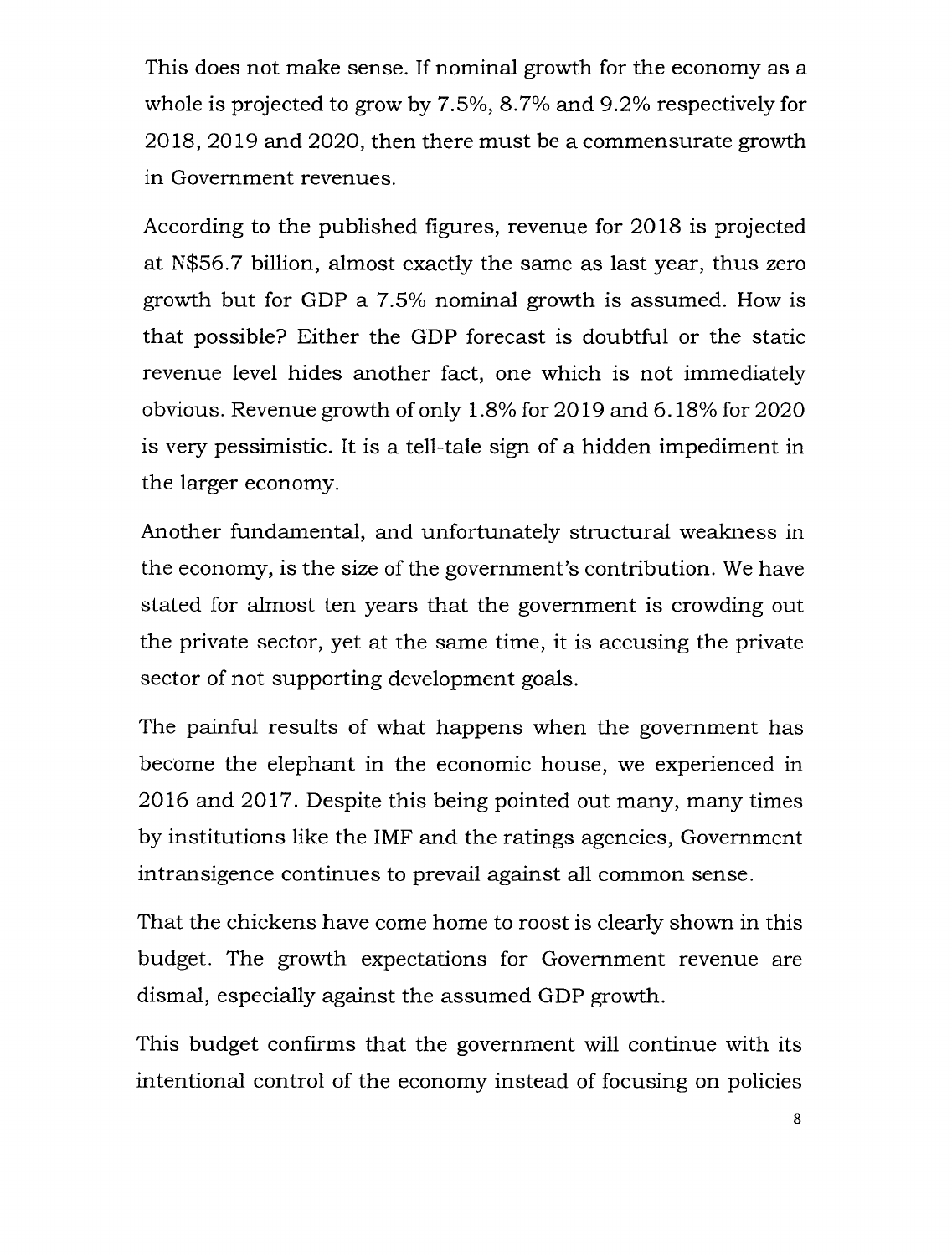This does not make sense. If nominal growth for the economy as a whole is projected to grow by 7.5%, 8.7% and 9.2% respectively for 2018, 2019 and 2020, then there must be a commensurate growth in Government revenues.

According to the published figures, revenue for 2018 is projected at N$56.7 billion, almost exactly the same as last year, thus zero growth but for GDP a 7.5% nominal growth is assumed. How is that possible? Either the GDP forecast is doubtful or the static revenue level hides another fact, one which is not immediately obvious. Revenue growth of only 1.8% for 2019 and 6.18% for 2020 is very pessimistic. It is a tell-tale sign of a hidden impediment in the larger economy.

Another fundamental, and unfortunately structural weakness in the economy, is the size of the government's contribution. We have stated for almost ten years that the government is crowding out the private sector, yet at the same time, it is accusing the private sector of not supporting development goals.

The painful results of what happens when the government has become the elephant in the economic house, we experienced in 2016 and 2017. Despite this being pointed out many, many times by institutions like the IMF and the ratings agencies, Government intransigence continues to prevail against all common sense.

That the chickens have come home to roost is clearly shown in this budget. The growth expectations for Government revenue are dismal, especially against the assumed GDP growth.

This budget confirms that the government will continue with its intentional control of the economy instead of focusing on policies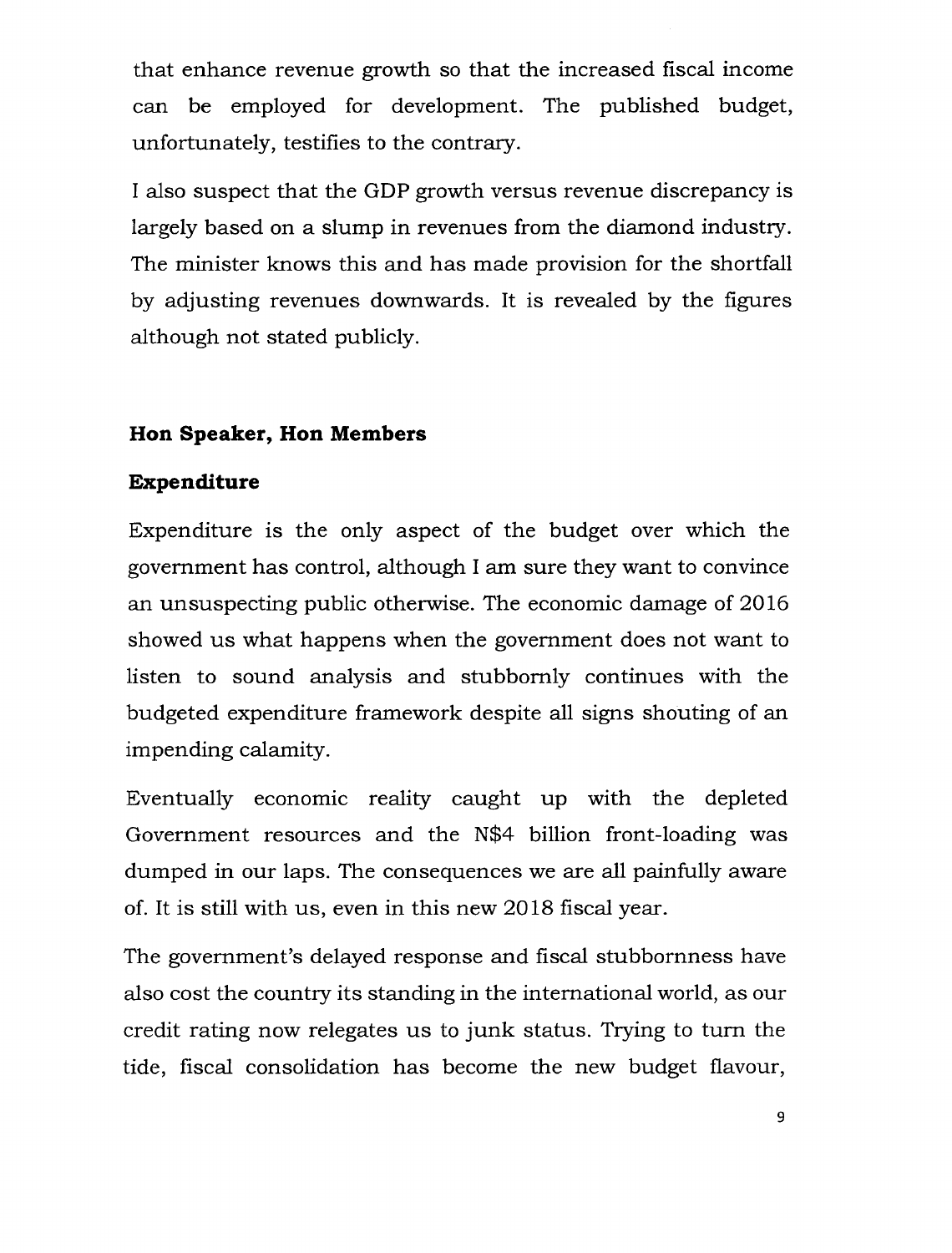that enhance revenue growth so that the increased fiscal income can be employed for development. The published budget, unfortunately, testifies to the contrary.

I also suspect that the GDP growth versus revenue discrepancy is largely based on a slump in revenues from the diamond industry. The minister knows this and has made provision for the shortfall by adjusting revenues downwards. It is revealed by the figures although not stated publicly.

**Hon Speaker, Hon Members**

**Expenditure**

Expenditure is the only aspect of the budget over which the government has control, although I am sure they want to convince an unsuspecting public otherwise. The economic damage of 2016 showed us what happens when the government does not want to listen to sound analysis and stubbornly continues with the budgeted expenditure framework despite all signs shouting of an impending calamity.

Eventually economic reality caught up with the depleted Government resources and the N$4 billion front-loading was dumped in our laps. The consequences we are all painfully aware of. It is still with us, even in this new 2018 fiscal year.

The government's delayed response and fiscal stubbornness have also cost the country its standing in the international world, as our credit rating now relegates us to junk status. Trying to turn the tide, fiscal consolidation has become the new budget flavour,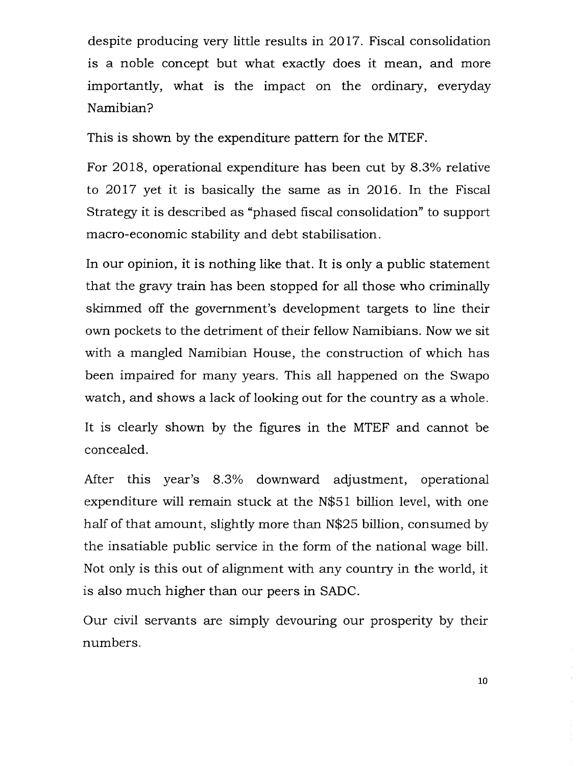despite producing very little results in 2017. Fiscal consolidation is a noble concept but what exactly does it mean, and more importantly, what is the impact on the ordinary, everyday Namibian?

This is shown by the expenditure pattern for the MTEF.

For 2018, operational expenditure has been cut by 8.3% relative to 2017 yet it is basically the same as in 2016. In the Fiscal Strategy it is described as "phased fiscal consolidation" to support macro-economic stability and debt stabilisation.

In our opinion, it is nothing like that. It is only a public statement that the gravy train has been stopped for all those who criminally skimmed off the government's development targets to line their own pockets to the detriment of their fellow Namibians. Now we sit with a mangled Namibian House, the construction of which has been impaired for many years. This all happened on the Swapo watch, and shows a lack of looking out for the country as a whole.

It is clearly shown by the figures in the MTEF and cannot be concealed.

After this year's 8.3% downward adjustment, operational expenditure will remain stuck at the N$51 billion level, with one half of that amount, slightly more than N$25 billion, consumed by the insatiable public service in the form of the national wage bill. Not only is this out of alignment with any country in the world, it is also much higher than our peers in SADC.

Our civil servants are simply devouring our prosperity by their numbers.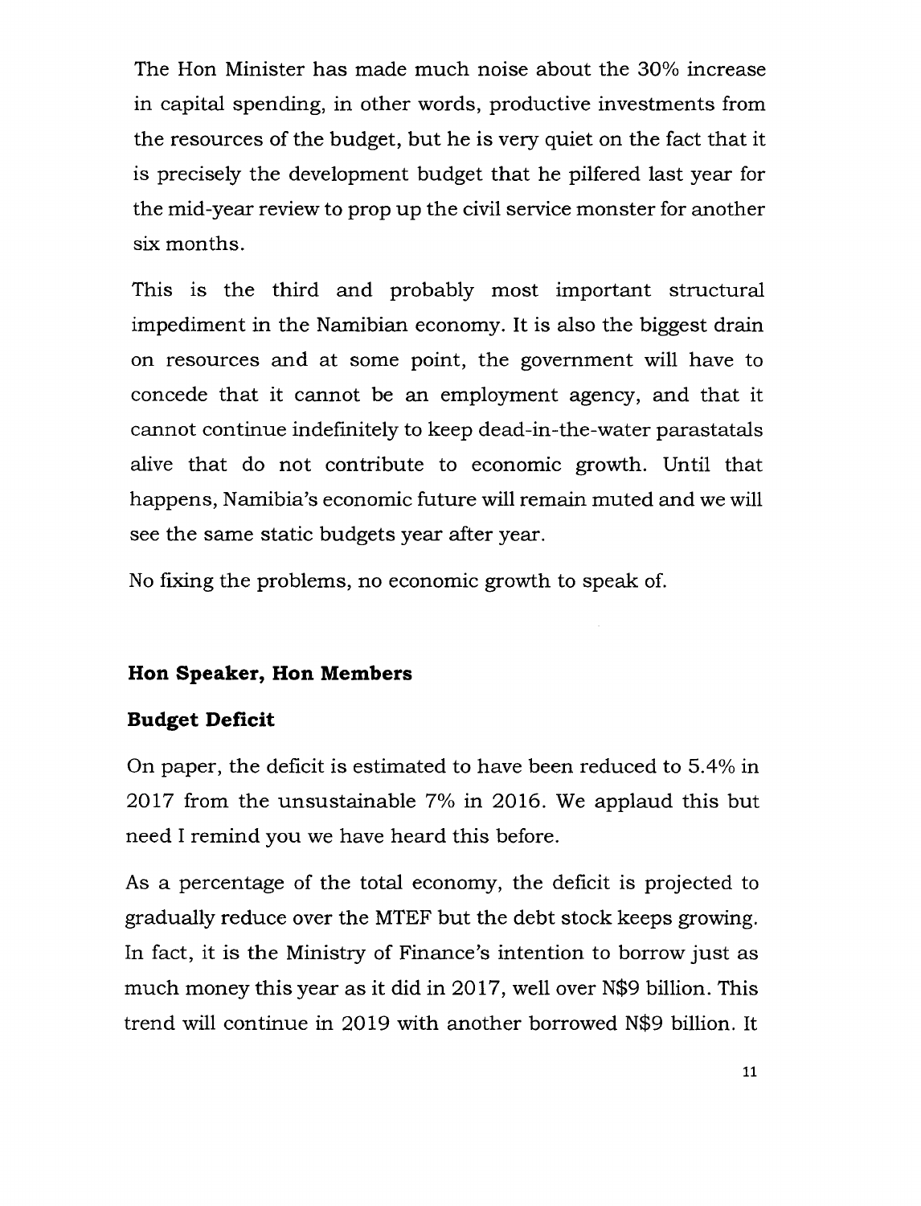The Hon Minister has made much noise about the 30% increase in capital spending, in other words, productive investments from the resources of the budget, but he is very quiet on the fact that it is precisely the development budget that he pilfered last year for the mid-year review to prop up the civil service monster for another six months.

This is the third and probably most important structural impediment in the Namibian economy. It is also the biggest drain on resources and at some point, the government will have to concede that it cannot be an employment agency, and that it cannot continue indefinitely to keep dead-in-the-water parastatals alive that do not contribute to economic growth. Until that happens, Namibia's economic future will remain muted and we will see the same static budgets year after year.

No fixing the problems, no economic growth to speak of.

**Hon Speaker, Hon Members**

**Budget Deficit**

On paper, the deficit is estimated to have been reduced to 5.4% in 2017 from the unsustainable 7% in 2016. We applaud this but need I remind you we have heard this before.

As a percentage of the total economy, the deficit is projected to gradually reduce over the MTEF but the debt stock keeps growing. In fact, it is the Ministry of Finance's intention to borrow just as much money this year as it did in 2017, well over N$9 billion. This trend will continue in 2019 with another borrowed N$9 billion. It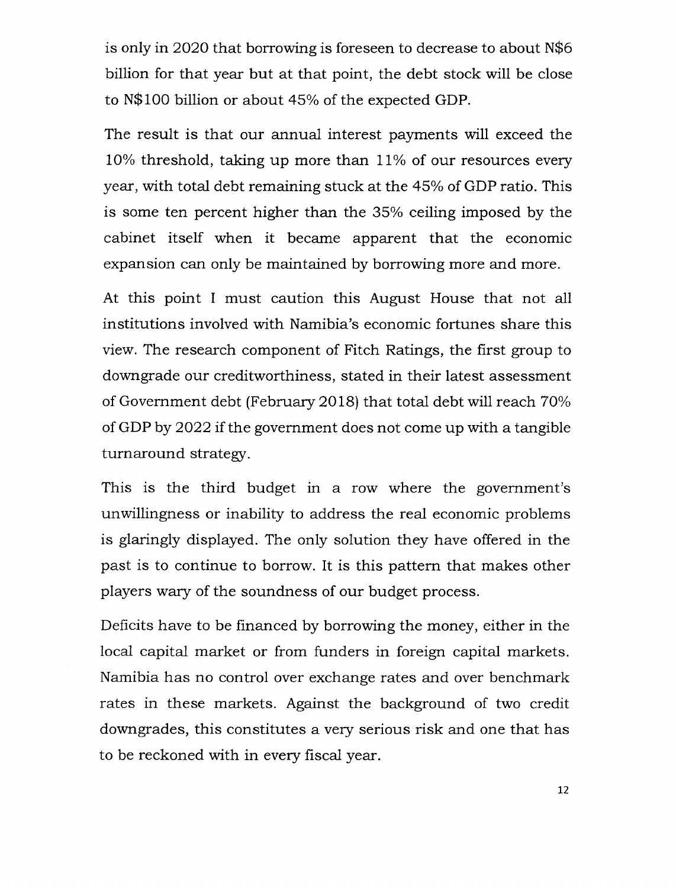is only in 2020 that borrowing is foreseen to decrease to about N$6 billion for that year but at that point, the debt stock will be close to N$100 billion or about 45% of the expected GDP.

The result is that our annual interest payments will exceed the 10% threshold, taking up more than 11% of our resources every year, with total debt remaining stuck at the 45% of GDP ratio. This is some ten percent higher than the 35% ceiling imposed by the cabinet itself when it became apparent that the economic expansion can only be maintained by borrowing more and more.

At this point I must caution this August House that not all institutions involved with Namibia's economic fortunes share this view. The research component of Fitch Ratings, the first group to downgrade our creditworthiness, stated in their latest assessment of Government debt (February 2018) that total debt will reach 70% of GDP by 2022 if the government does not come up with a tangible turnaround strategy.

This is the third budget in a row where the government's unwillingness or inability to address the real economic problems is glaringly displayed. The only solution they have offered in the past is to continue to borrow. It is this pattern that makes other players wary of the soundness of our budget process.

Deficits have to be financed by borrowing the money, either in the local capital market or from funders in foreign capital markets. Namibia has no control over exchange rates and over benchmark rates in these markets. Against the background of two credit downgrades, this constitutes a very serious risk and one that has to be reckoned with in every fiscal year.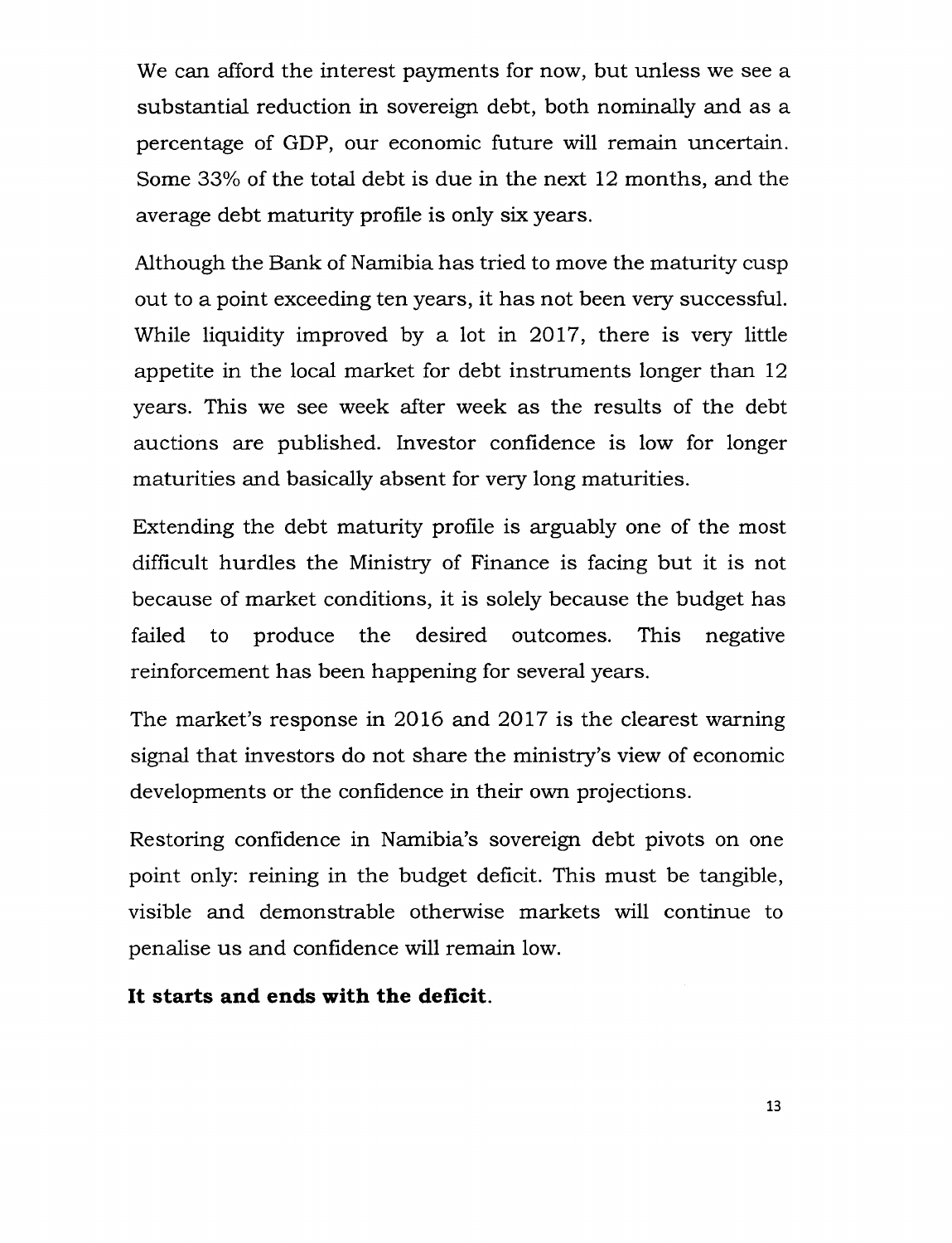We can afford the interest payments for now, but unless we see a substantial reduction in sovereign debt, both nominally and as a percentage of GDP, our economic future will remain uncertain. Some 33% of the total debt is due in the next 12 months, and the average debt maturity profile is only six years.

Although the Bank of Namibia has tried to move the maturity cusp out to a point exceeding ten years, it has not been very successful. While liquidity improved by a lot in 2017, there is very little appetite in the local market for debt instruments longer than 12 years. This we see week after week as the results of the debt auctions are published. Investor confidence is low for longer maturities and basically absent for very long maturities.

Extending the debt maturity profile is arguably one of the most difficult hurdles the Ministry of Finance is facing but it is not because of market conditions, it is solely because the budget has failed to produce the desired outcomes. This negative reinforcement has been happening for several years.

The market's response in 2016 and 2017 is the clearest warning signal that investors do not share the ministry's view of economic developments or the confidence in their own projections.

Restoring confidence in Namibia's sovereign debt pivots on one point only: reining in the budget deficit. This must be tangible, visible and demonstrable otherwise markets will continue to penalise us and confidence will remain low.

**It starts and ends with the deficit.**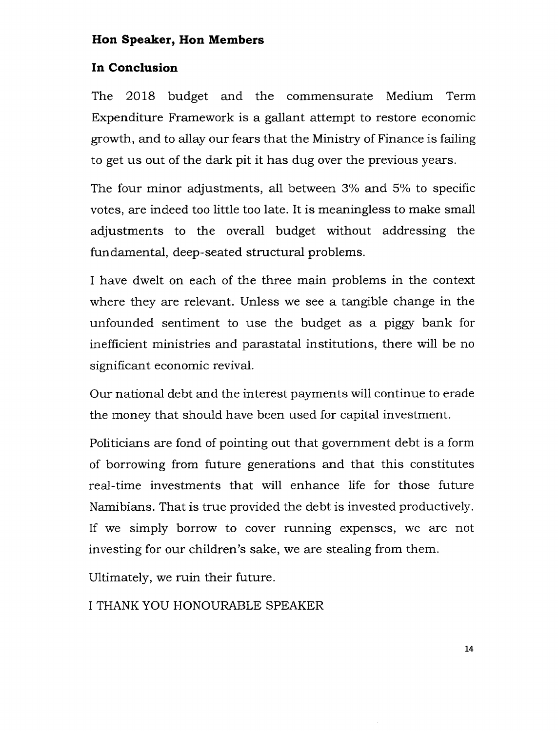**Hon Speaker, Hon Members**

**In Conclusion**

The 2018 budget and the commensurate Medium Term Expenditure Framework is a gallant attempt to restore economic growth, and to allay our fears that the Ministry of Finance is failing to get us out of the dark pit it has dug over the previous years.

The four minor adjustments, all between 3% and 5% to specific votes, are indeed too little too late. It is meaningless to make small adjustments to the overall budget without addressing the fundamental, deep-seated structural problems.

I have dwelt on each of the three main problems in the context where they are relevant. Unless we see a tangible change in the unfounded sentiment to use the budget as a piggy bank for inefficient ministries and parastatal institutions, there will be no significant economic revival.

Our national debt and the interest payments will continue to erade the money that should have been used for capital investment.

Politicians are fond of pointing out that government debt is a form of borrowing from future generations and that this constitutes real-time investments that will enhance life for those future Namibians. That is true provided the debt is invested productively. If we simply borrow to cover running expenses, we are not investing for our children's sake, we are stealing from them.

Ultimately, we ruin their future.

I THANK YOU HONOURABLE SPEAKER